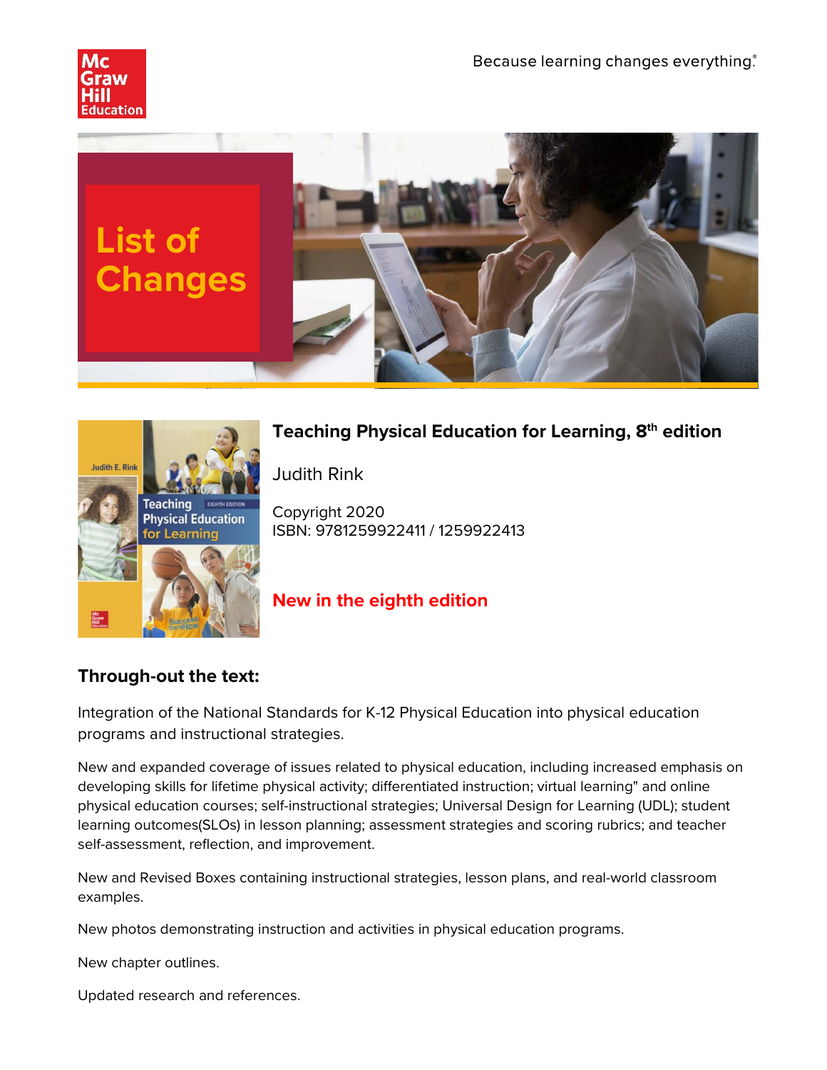Because learning changes everything.®

# List of Changes

## Teaching Physical Education for Learning, 8th edition

Judith Rink

Copyright 2020
ISBN: 9781259922411 / 1259922413

## New in the eighth edition

### Through-out the text:

Integration of the National Standards for K-12 Physical Education into physical education programs and instructional strategies.

New and expanded coverage of issues related to physical education, including increased emphasis on developing skills for lifetime physical activity; differentiated instruction; virtual learning" and online physical education courses; self-instructional strategies; Universal Design for Learning (UDL); student learning outcomes(SLOs) in lesson planning; assessment strategies and scoring rubrics; and teacher self-assessment, reflection, and improvement.

New and Revised Boxes containing instructional strategies, lesson plans, and real-world classroom examples.

New photos demonstrating instruction and activities in physical education programs.

New chapter outlines.

Updated research and references.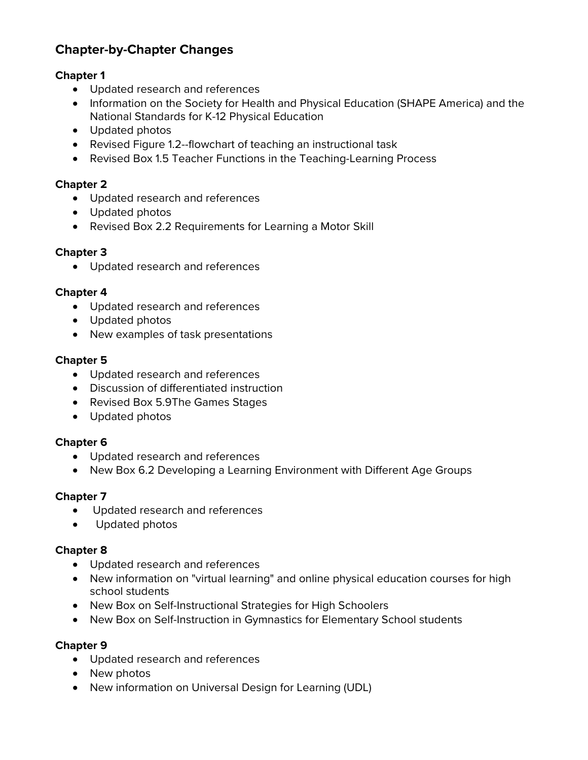## Chapter-by-Chapter Changes

**Chapter 1**

- Updated research and references
- Information on the Society for Health and Physical Education (SHAPE America) and the National Standards for K-12 Physical Education
- Updated photos
- Revised Figure 1.2--flowchart of teaching an instructional task
- Revised Box 1.5 Teacher Functions in the Teaching-Learning Process

**Chapter 2**

- Updated research and references
- Updated photos
- Revised Box 2.2 Requirements for Learning a Motor Skill

**Chapter 3**

- Updated research and references

**Chapter 4**

- Updated research and references
- Updated photos
- New examples of task presentations

**Chapter 5**

- Updated research and references
- Discussion of differentiated instruction
- Revised Box 5.9The Games Stages
- Updated photos

**Chapter 6**

- Updated research and references
- New Box 6.2 Developing a Learning Environment with Different Age Groups

**Chapter 7**

- Updated research and references
- Updated photos

**Chapter 8**

- Updated research and references
- New information on "virtual learning" and online physical education courses for high school students
- New Box on Self-Instructional Strategies for High Schoolers
- New Box on Self-Instruction in Gymnastics for Elementary School students

**Chapter 9**

- Updated research and references
- New photos
- New information on Universal Design for Learning (UDL)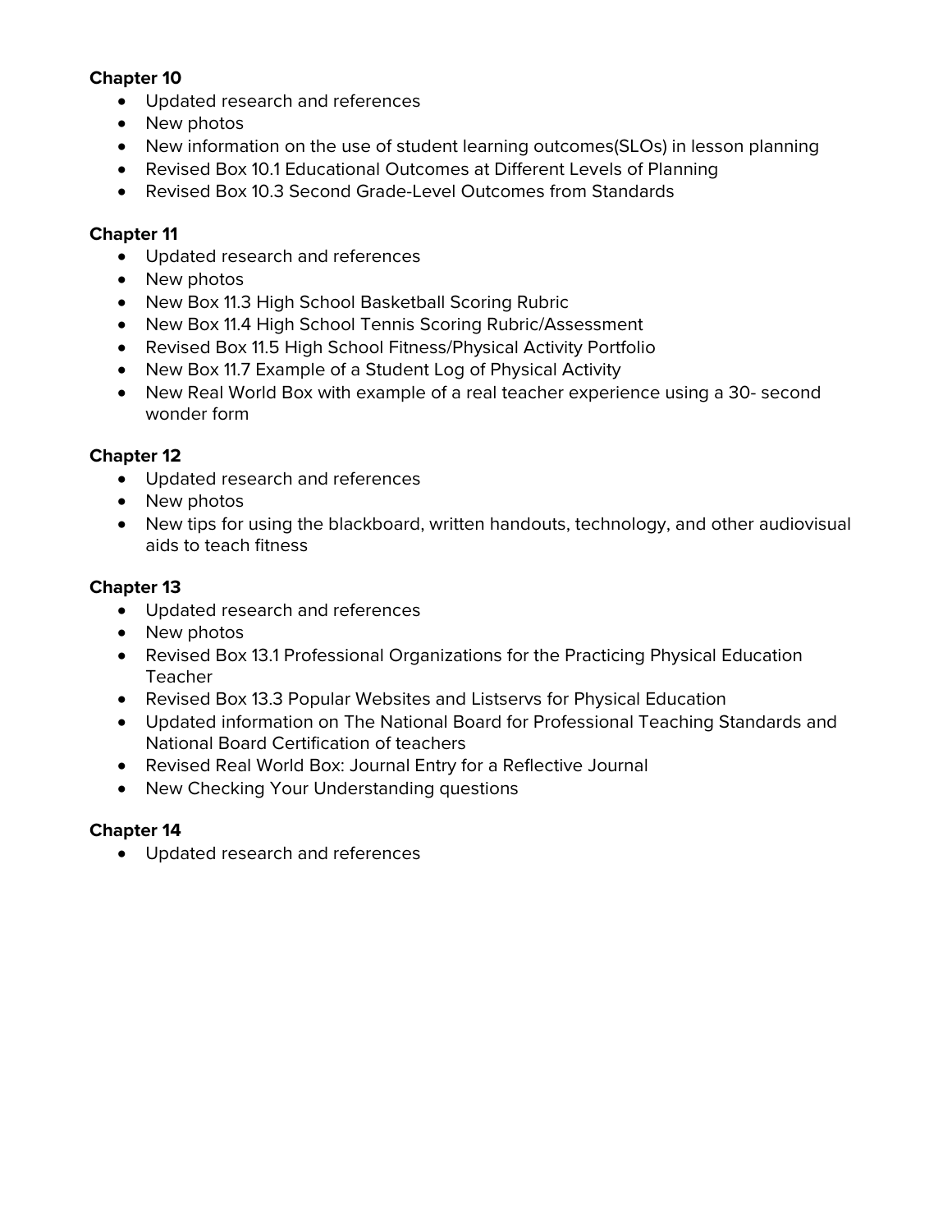**Chapter 10**

- Updated research and references
- New photos
- New information on the use of student learning outcomes(SLOs) in lesson planning
- Revised Box 10.1 Educational Outcomes at Different Levels of Planning
- Revised Box 10.3 Second Grade-Level Outcomes from Standards

**Chapter 11**

- Updated research and references
- New photos
- New Box 11.3 High School Basketball Scoring Rubric
- New Box 11.4 High School Tennis Scoring Rubric/Assessment
- Revised Box 11.5 High School Fitness/Physical Activity Portfolio
- New Box 11.7 Example of a Student Log of Physical Activity
- New Real World Box with example of a real teacher experience using a 30- second wonder form

**Chapter 12**

- Updated research and references
- New photos
- New tips for using the blackboard, written handouts, technology, and other audiovisual aids to teach fitness

**Chapter 13**

- Updated research and references
- New photos
- Revised Box 13.1 Professional Organizations for the Practicing Physical Education Teacher
- Revised Box 13.3 Popular Websites and Listservs for Physical Education
- Updated information on The National Board for Professional Teaching Standards and National Board Certification of teachers
- Revised Real World Box: Journal Entry for a Reflective Journal
- New Checking Your Understanding questions

**Chapter 14**

- Updated research and references